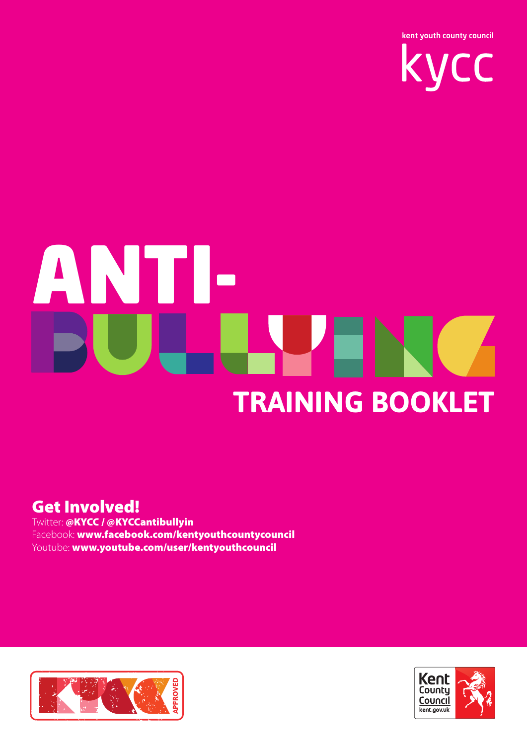kent youth county council

kycc

# ANTI-BULLYING

## TRAINING BOOKLET

**Get Involved!**

Twitter: **@KYCC / @KYCCantibullyin**
Facebook: **www.facebook.com/kentyouthcountycouncil**
Youtube: **www.youtube.com/user/kentyouthcouncil**

KYCC APPROVED

Kent County Council
kent.gov.uk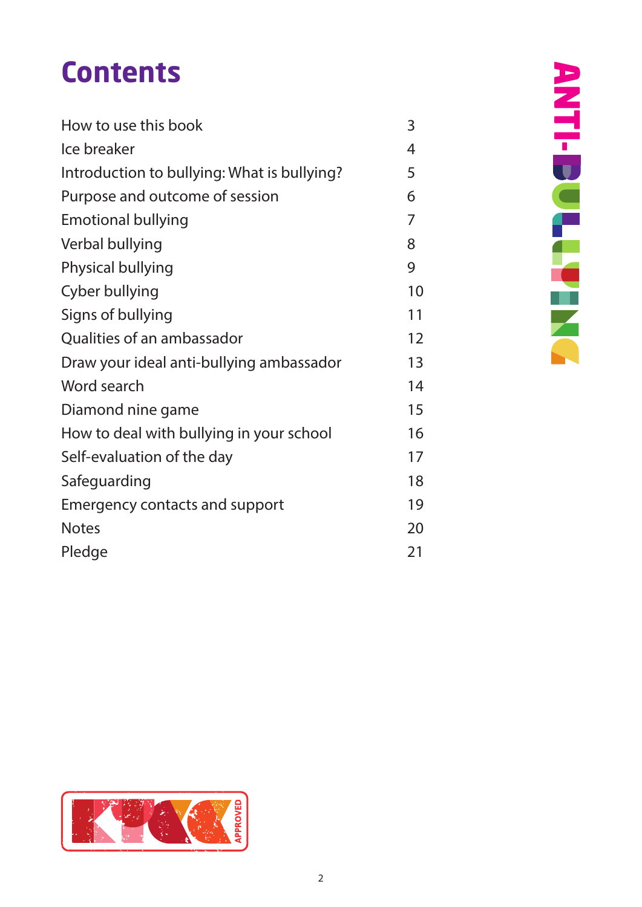# Contents

| | |
|---|---|
| How to use this book | 3 |
| Ice breaker | 4 |
| Introduction to bullying: What is bullying? | 5 |
| Purpose and outcome of session | 6 |
| Emotional bullying | 7 |
| Verbal bullying | 8 |
| Physical bullying | 9 |
| Cyber bullying | 10 |
| Signs of bullying | 11 |
| Qualities of an ambassador | 12 |
| Draw your ideal anti-bullying ambassador | 13 |
| Word search | 14 |
| Diamond nine game | 15 |
| How to deal with bullying in your school | 16 |
| Self-evaluation of the day | 17 |
| Safeguarding | 18 |
| Emergency contacts and support | 19 |
| Notes | 20 |
| Pledge | 21 |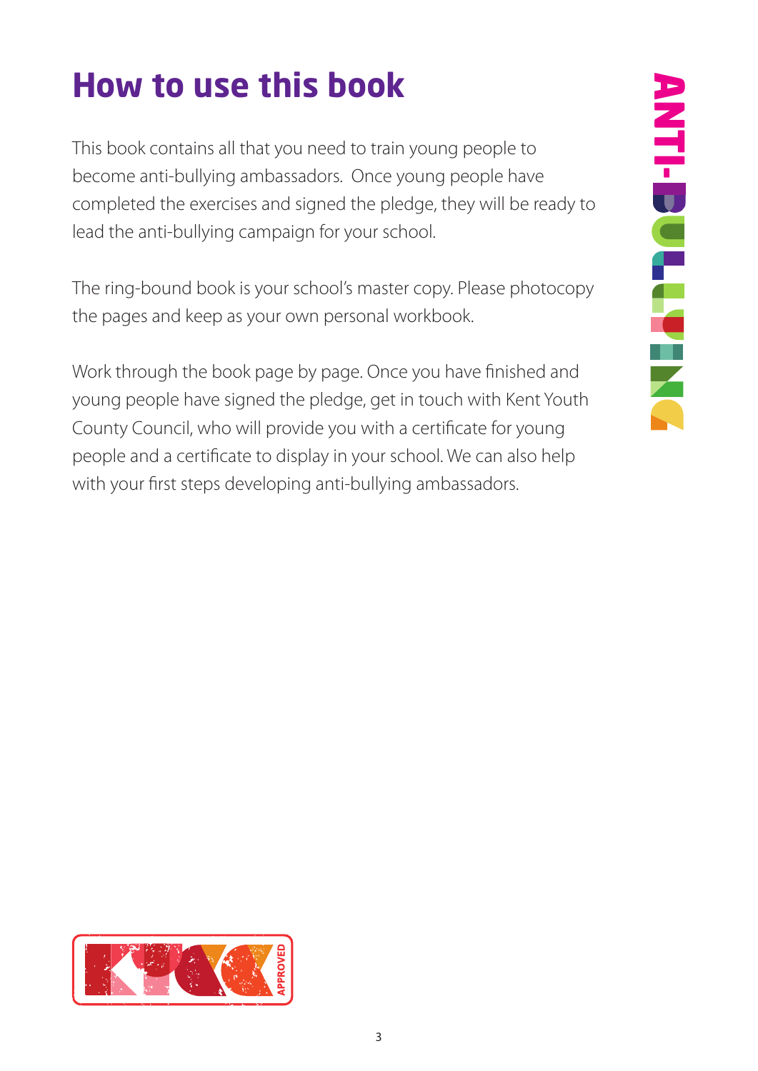# How to use this book

This book contains all that you need to train young people to become anti-bullying ambassadors. Once young people have completed the exercises and signed the pledge, they will be ready to lead the anti-bullying campaign for your school.

The ring-bound book is your school's master copy. Please photocopy the pages and keep as your own personal workbook.

Work through the book page by page. Once you have finished and young people have signed the pledge, get in touch with Kent Youth County Council, who will provide you with a certificate for young people and a certificate to display in your school. We can also help with your first steps developing anti-bullying ambassadors.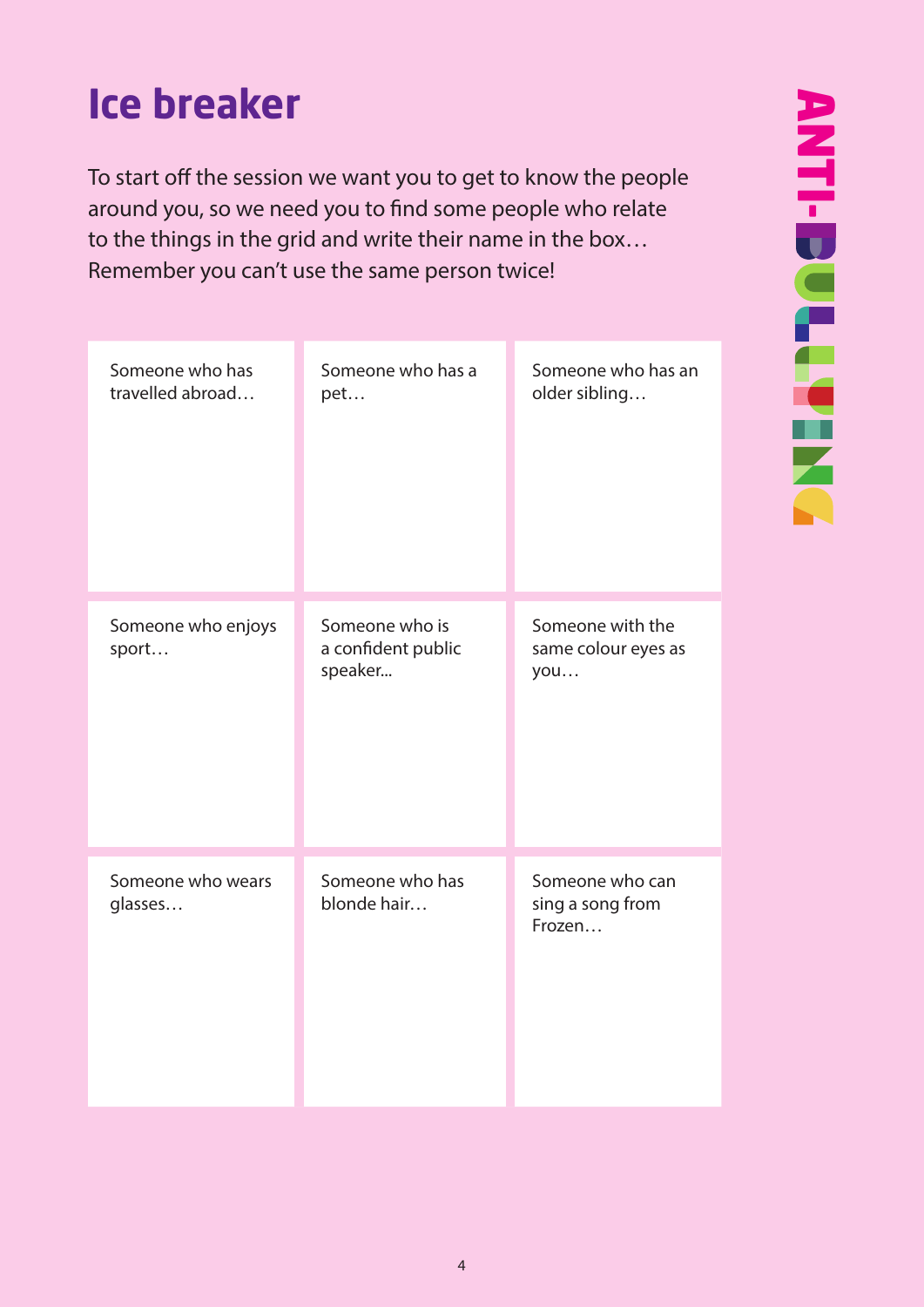# Ice breaker

To start off the session we want you to get to know the people around you, so we need you to find some people who relate to the things in the grid and write their name in the box… Remember you can't use the same person twice!

| | | |
|---|---|---|
| Someone who has travelled abroad… | Someone who has a pet… | Someone who has an older sibling… |
| Someone who enjoys sport… | Someone who is a confident public speaker... | Someone with the same colour eyes as you… |
| Someone who wears glasses… | Someone who has blonde hair… | Someone who can sing a song from Frozen… |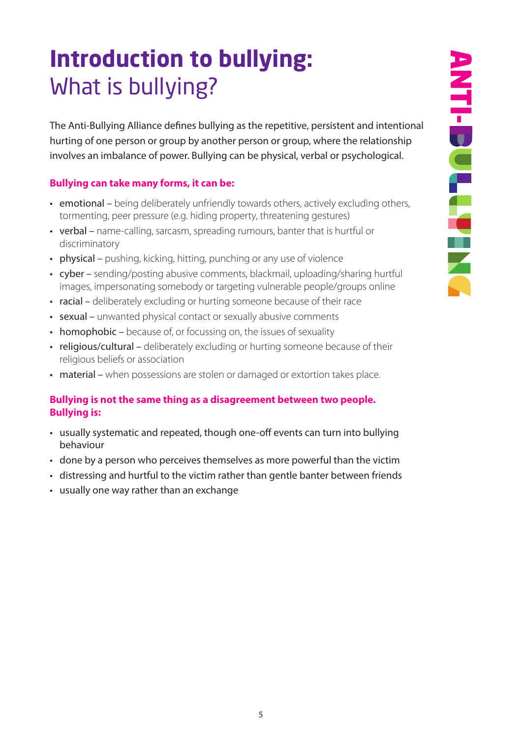# Introduction to bullying:
## What is bullying?

The Anti-Bullying Alliance defines bullying as the repetitive, persistent and intentional hurting of one person or group by another person or group, where the relationship involves an imbalance of power. Bullying can be physical, verbal or psychological.

**Bullying can take many forms, it can be:**

- emotional – being deliberately unfriendly towards others, actively excluding others, tormenting, peer pressure (e.g. hiding property, threatening gestures)
- verbal – name-calling, sarcasm, spreading rumours, banter that is hurtful or discriminatory
- physical – pushing, kicking, hitting, punching or any use of violence
- cyber – sending/posting abusive comments, blackmail, uploading/sharing hurtful images, impersonating somebody or targeting vulnerable people/groups online
- racial – deliberately excluding or hurting someone because of their race
- sexual – unwanted physical contact or sexually abusive comments
- homophobic – because of, or focussing on, the issues of sexuality
- religious/cultural – deliberately excluding or hurting someone because of their religious beliefs or association
- material – when possessions are stolen or damaged or extortion takes place.

**Bullying is not the same thing as a disagreement between two people. Bullying is:**

- usually systematic and repeated, though one-off events can turn into bullying behaviour
- done by a person who perceives themselves as more powerful than the victim
- distressing and hurtful to the victim rather than gentle banter between friends
- usually one way rather than an exchange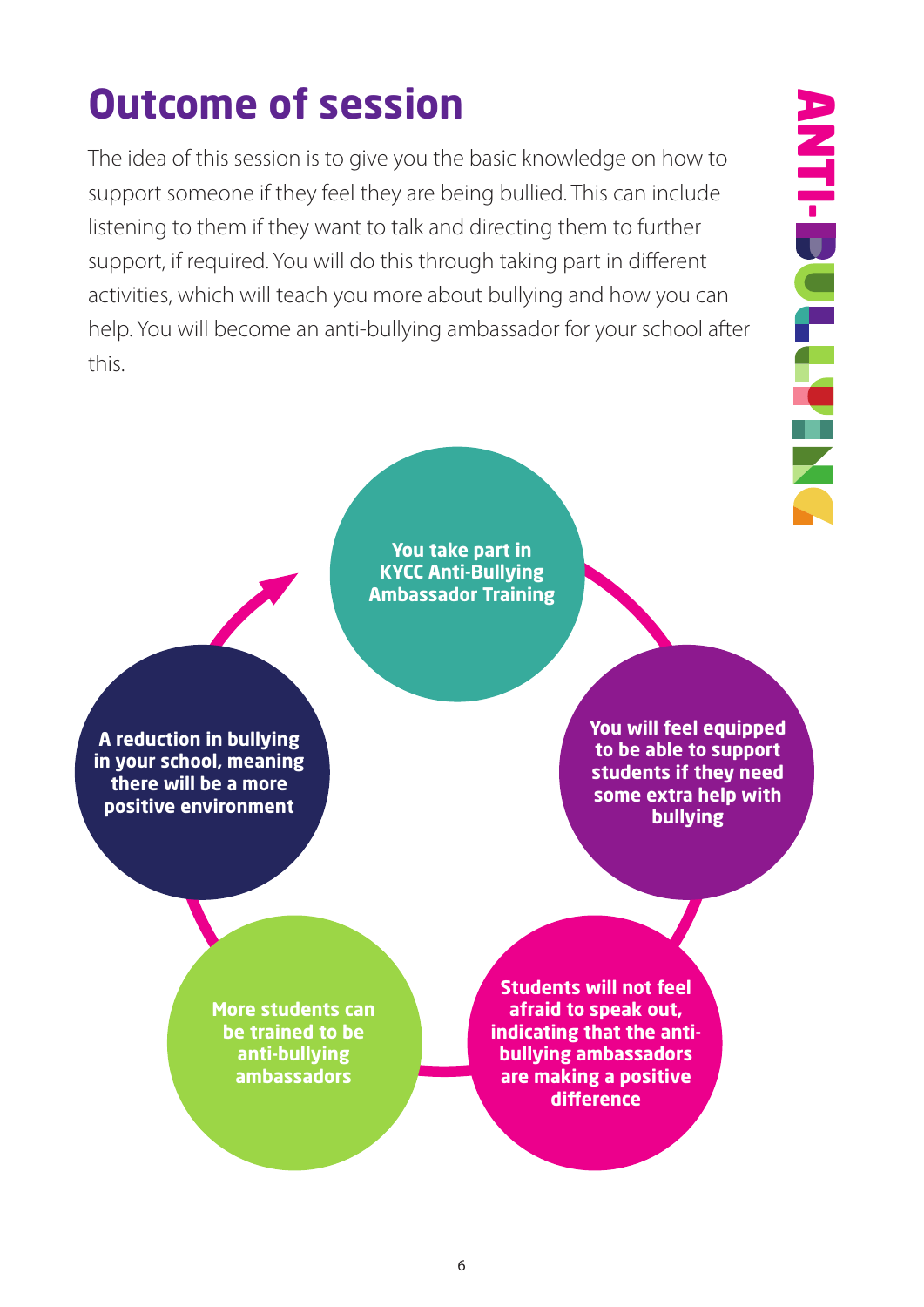# Outcome of session

The idea of this session is to give you the basic knowledge on how to support someone if they feel they are being bullied. This can include listening to them if they want to talk and directing them to further support, if required. You will do this through taking part in different activities, which will teach you more about bullying and how you can help. You will become an anti-bullying ambassador for your school after this.

**You take part in KYCC Anti-Bullying Ambassador Training**

**You will feel equipped to be able to support students if they need some extra help with bullying**

**Students will not feel afraid to speak out, indicating that the anti-bullying ambassadors are making a positive difference**

**More students can be trained to be anti-bullying ambassadors**

**A reduction in bullying in your school, meaning there will be a more positive environment**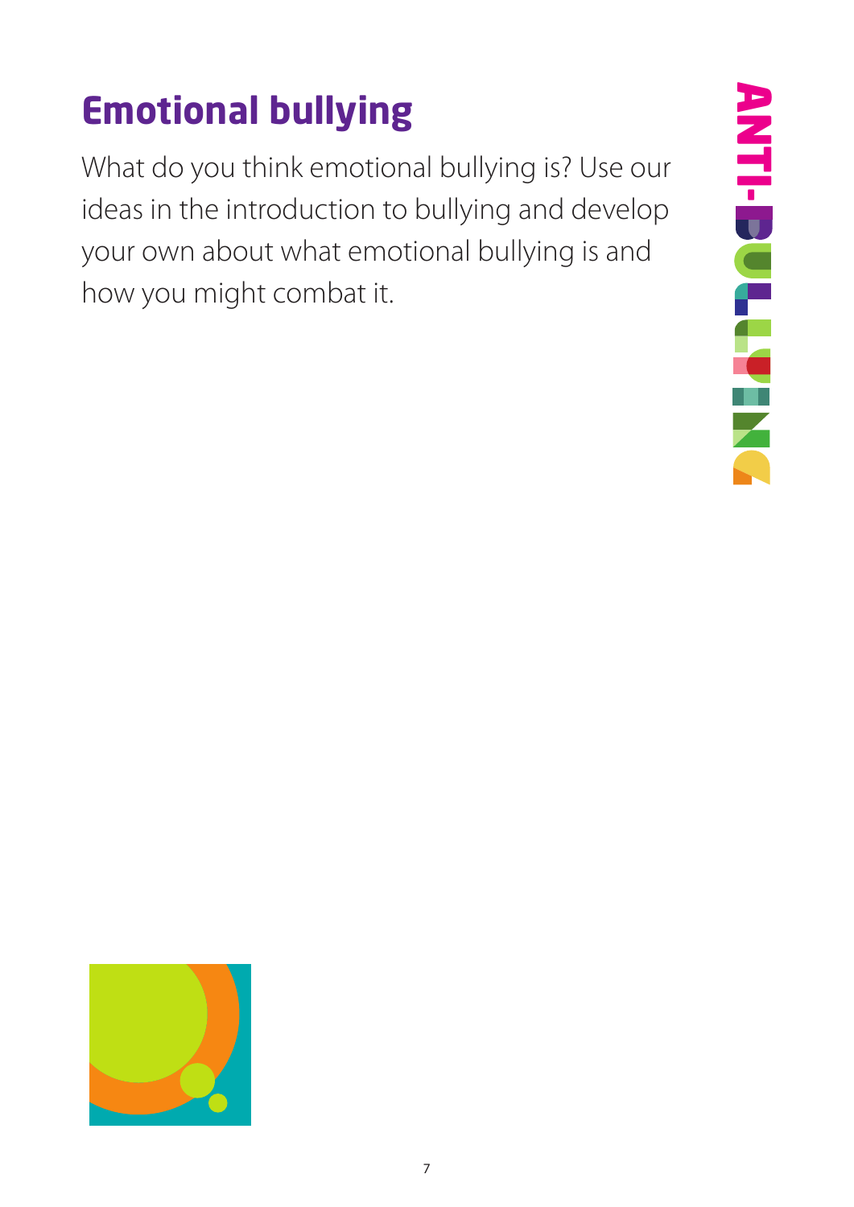# Emotional bullying

What do you think emotional bullying is? Use our ideas in the introduction to bullying and develop your own about what emotional bullying is and how you might combat it.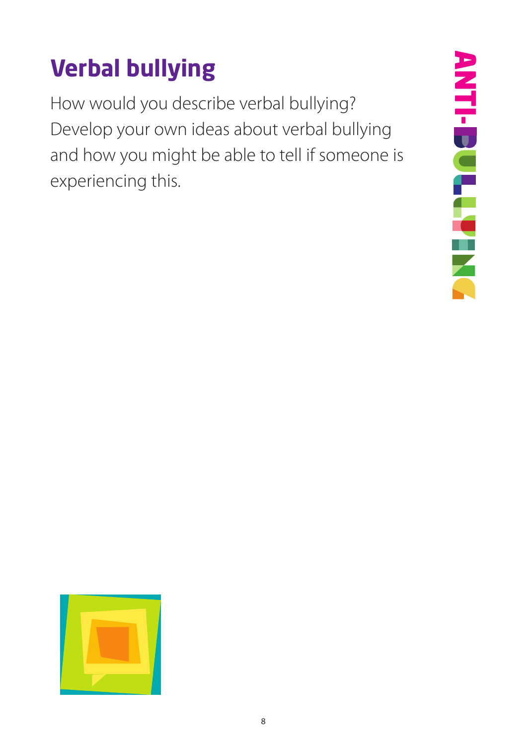# Verbal bullying

How would you describe verbal bullying? Develop your own ideas about verbal bullying and how you might be able to tell if someone is experiencing this.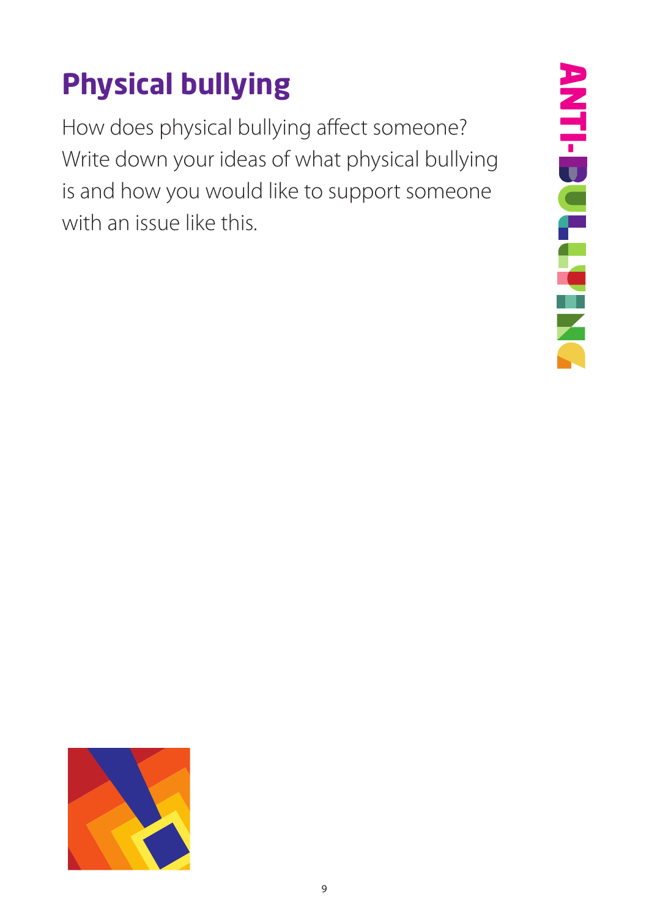# Physical bullying

How does physical bullying affect someone? Write down your ideas of what physical bullying is and how you would like to support someone with an issue like this.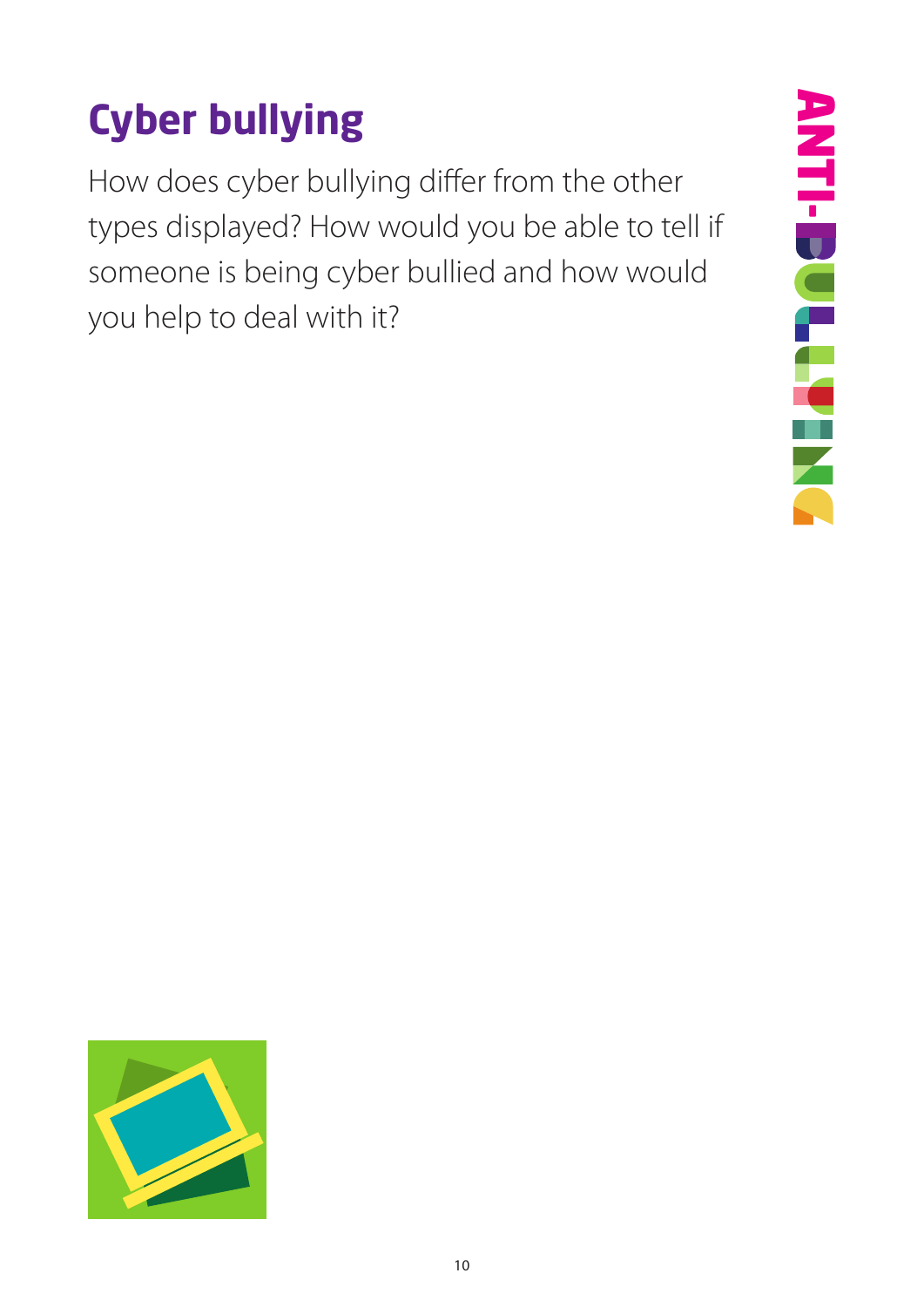# Cyber bullying

How does cyber bullying differ from the other types displayed? How would you be able to tell if someone is being cyber bullied and how would you help to deal with it?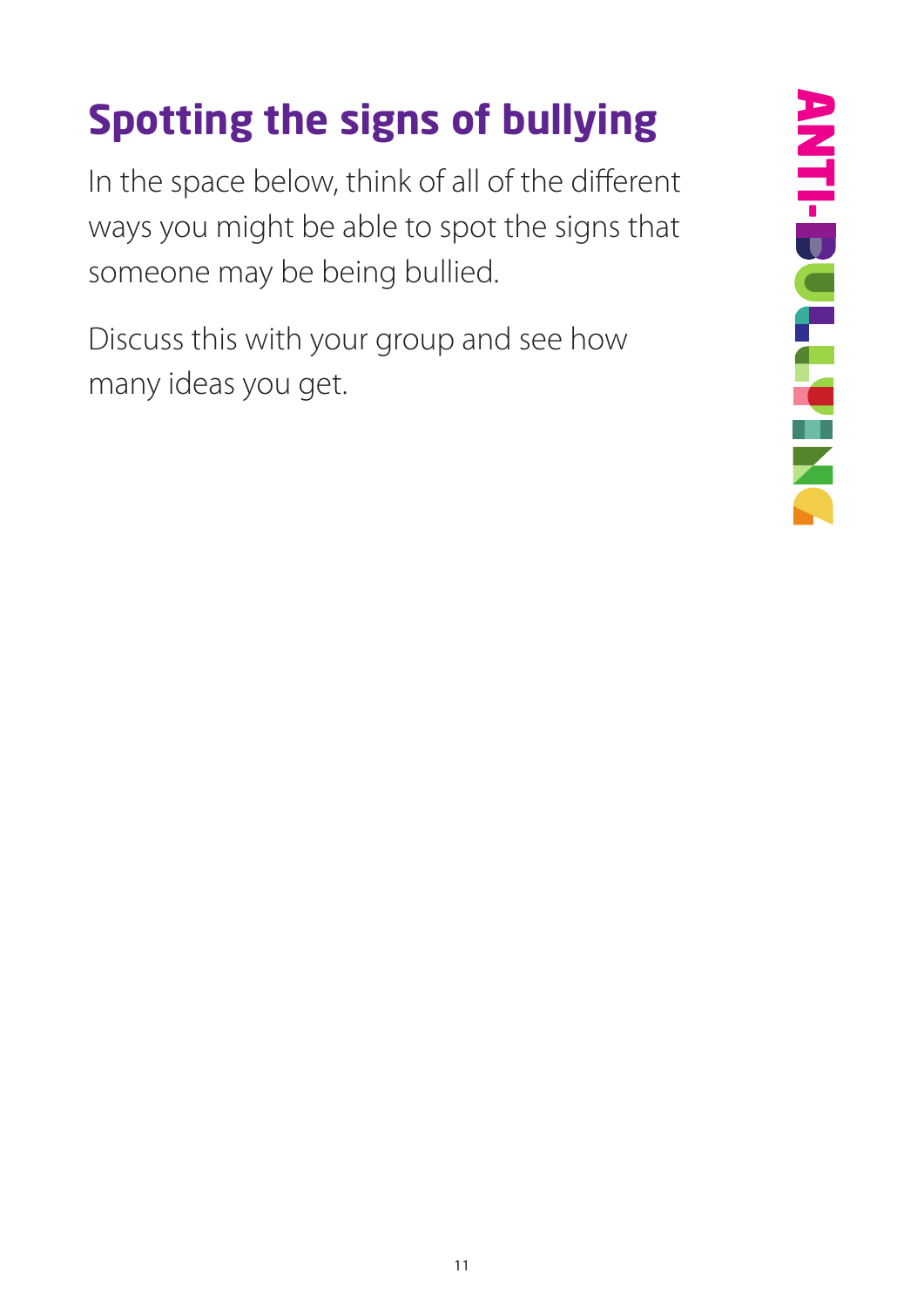# Spotting the signs of bullying

In the space below, think of all of the different ways you might be able to spot the signs that someone may be being bullied.

Discuss this with your group and see how many ideas you get.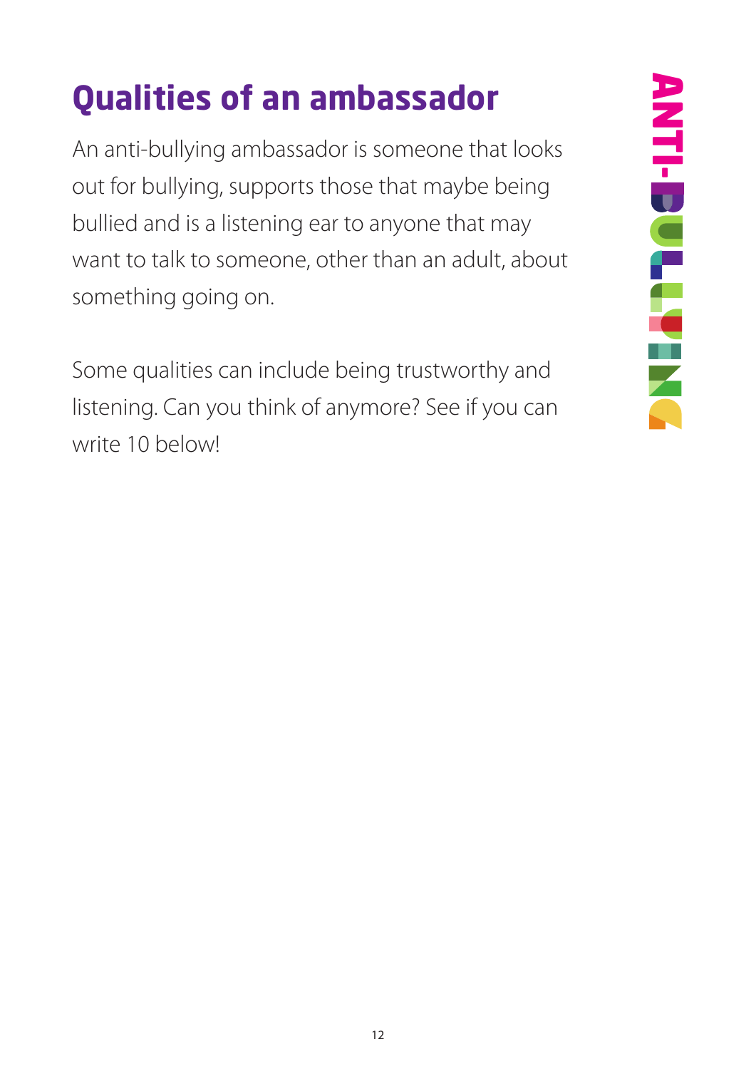# Qualities of an ambassador

An anti-bullying ambassador is someone that looks out for bullying, supports those that maybe being bullied and is a listening ear to anyone that may want to talk to someone, other than an adult, about something going on.

Some qualities can include being trustworthy and listening. Can you think of anymore? See if you can write 10 below!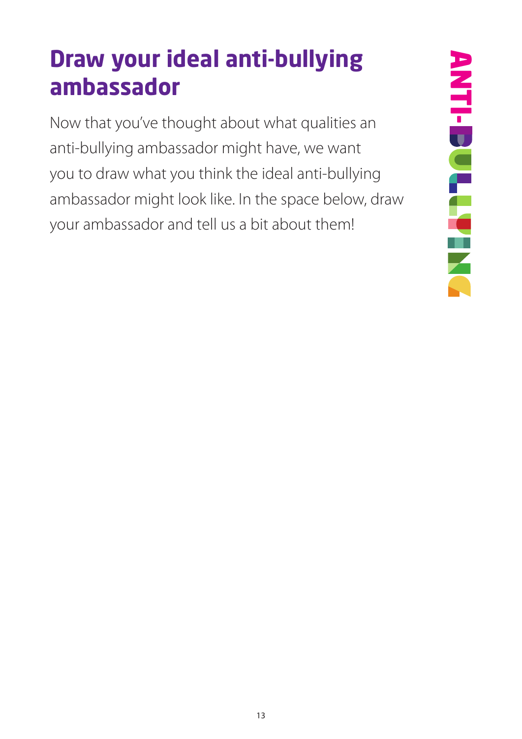# Draw your ideal anti-bullying ambassador

Now that you've thought about what qualities an anti-bullying ambassador might have, we want you to draw what you think the ideal anti-bullying ambassador might look like. In the space below, draw your ambassador and tell us a bit about them!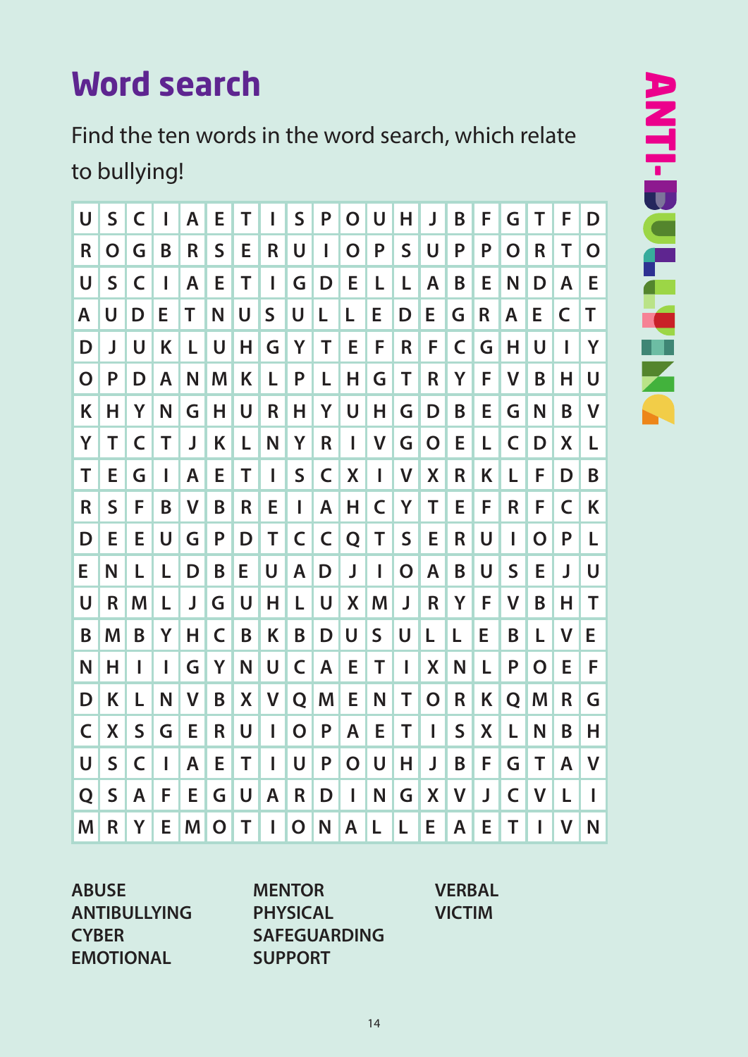# Word search

Find the ten words in the word search, which relate to bullying!

| | | | | | | | | | | | | | | | | | | | |
|---|---|---|---|---|---|---|---|---|---|---|---|---|---|---|---|---|---|---|---|
| U | S | C | I | A | E | T | I | S | P | O | U | H | J | B | F | G | T | F | D |
| R | O | G | B | R | S | E | R | U | I | O | P | S | U | P | P | O | R | T | O |
| U | S | C | I | A | E | T | I | G | D | E | L | L | A | B | E | N | D | A | E |
| A | U | D | E | T | N | U | S | U | L | L | E | D | E | G | R | A | E | C | T |
| D | J | U | K | L | U | H | G | Y | T | E | F | R | F | C | G | H | U | I | Y |
| O | P | D | A | N | M | K | L | P | L | H | G | T | R | Y | F | V | B | H | U |
| K | H | Y | N | G | H | U | R | H | Y | U | H | G | D | B | E | G | N | B | V |
| Y | T | C | T | J | K | L | N | Y | R | I | V | G | O | E | L | C | D | X | L |
| T | E | G | I | A | E | T | I | S | C | X | I | V | X | R | K | L | F | D | B |
| R | S | F | B | V | B | R | E | I | A | H | C | Y | T | E | F | R | F | C | K |
| D | E | E | U | G | P | D | T | C | C | Q | T | S | E | R | U | I | O | P | L |
| E | N | L | L | D | B | E | U | A | D | J | I | O | A | B | U | S | E | J | U |
| U | R | M | L | J | G | U | H | L | U | X | M | J | R | Y | F | V | B | H | T |
| B | M | B | Y | H | C | B | K | B | D | U | S | U | L | L | E | B | L | V | E |
| N | H | I | I | G | Y | N | U | C | A | E | T | I | X | N | L | P | O | E | F |
| D | K | L | N | V | B | X | V | Q | M | E | N | T | O | R | K | Q | M | R | G |
| C | X | S | G | E | R | U | I | O | P | A | E | T | I | S | X | L | N | B | H |
| U | S | C | I | A | E | T | I | U | P | O | U | H | J | B | F | G | T | A | V |
| Q | S | A | F | E | G | U | A | R | D | I | N | G | X | V | J | C | V | L | I |
| M | R | Y | E | M | O | T | I | O | N | A | L | L | E | A | E | T | I | V | N |

**ABUSE**
**ANTIBULLYING**
**CYBER**
**EMOTIONAL**
**MENTOR**
**PHYSICAL**
**SAFEGUARDING**
**SUPPORT**
**VERBAL**
**VICTIM**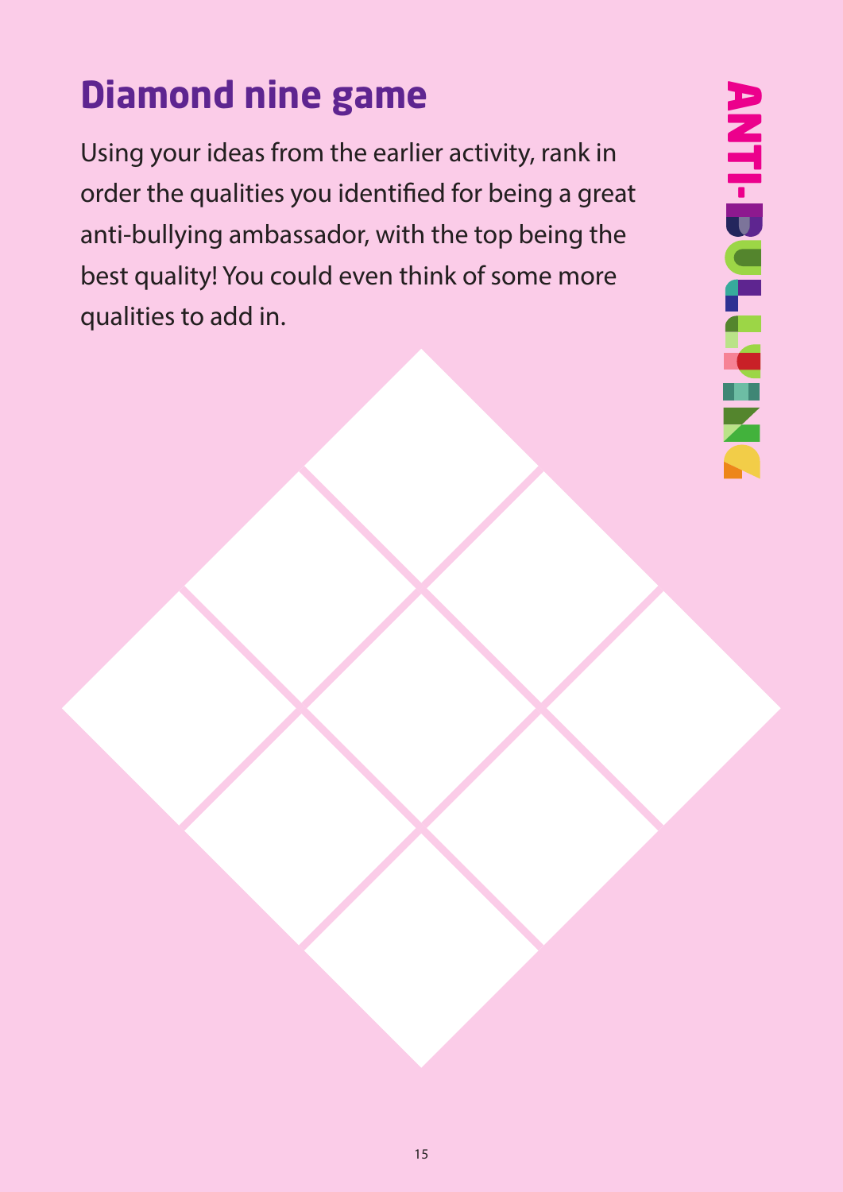# Diamond nine game

Using your ideas from the earlier activity, rank in order the qualities you identified for being a great anti-bullying ambassador, with the top being the best quality! You could even think of some more qualities to add in.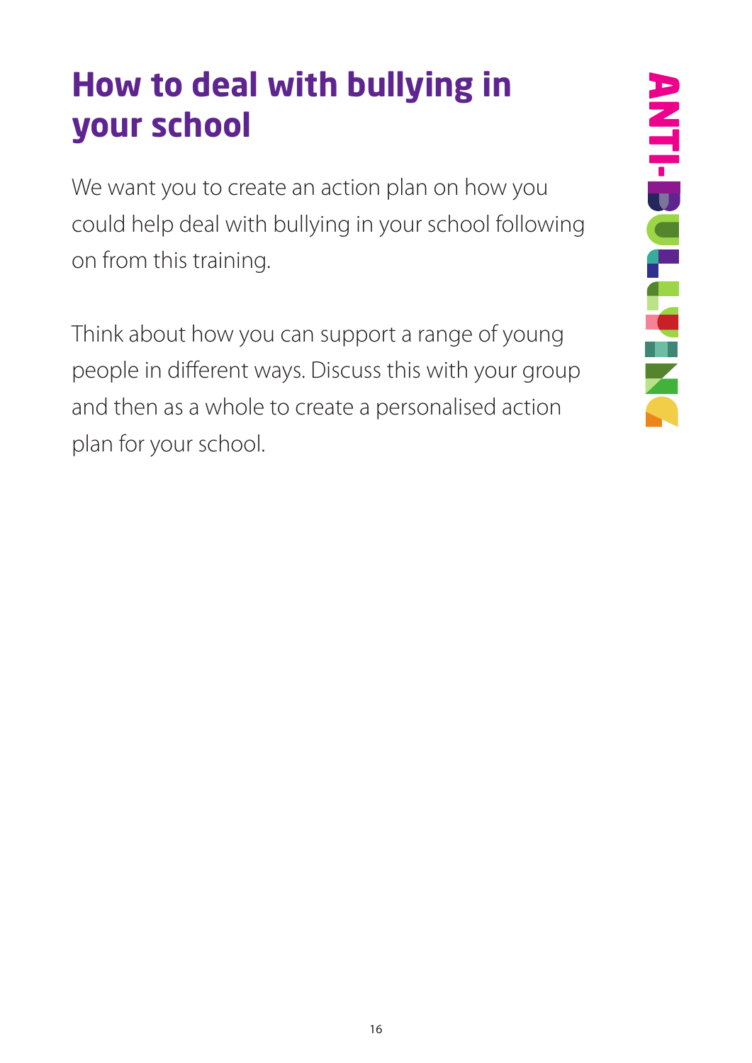# How to deal with bullying in your school

We want you to create an action plan on how you could help deal with bullying in your school following on from this training.

Think about how you can support a range of young people in different ways. Discuss this with your group and then as a whole to create a personalised action plan for your school.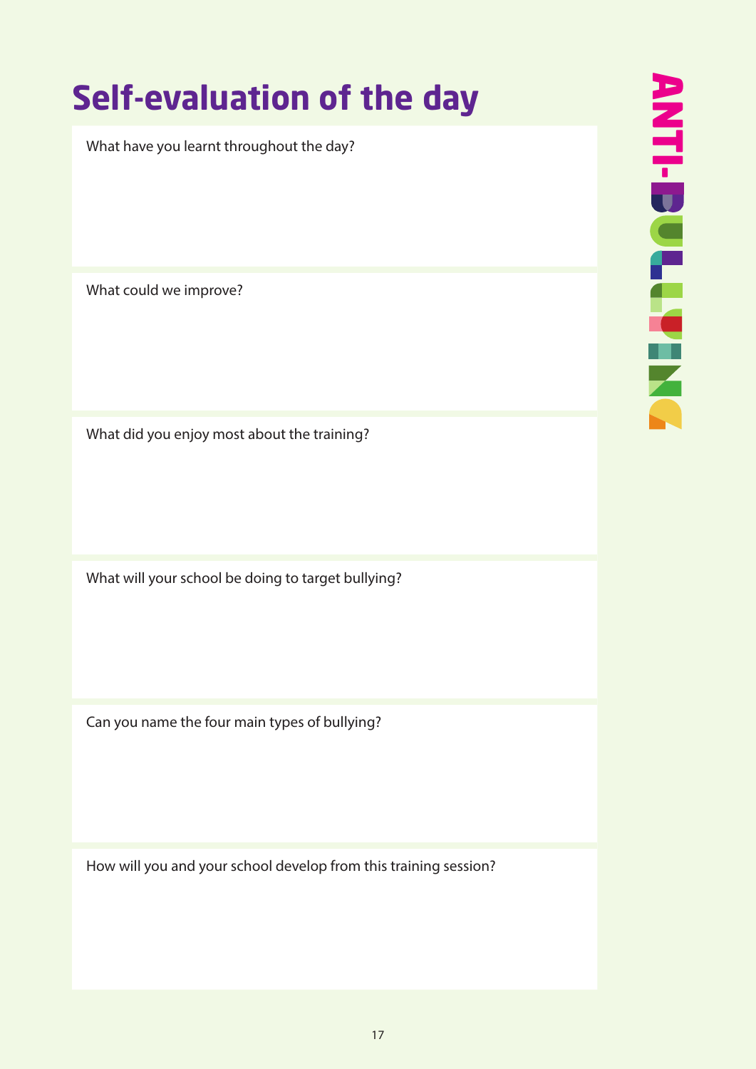# Self-evaluation of the day

What have you learnt throughout the day?

What could we improve?

What did you enjoy most about the training?

What will your school be doing to target bullying?

Can you name the four main types of bullying?

How will you and your school develop from this training session?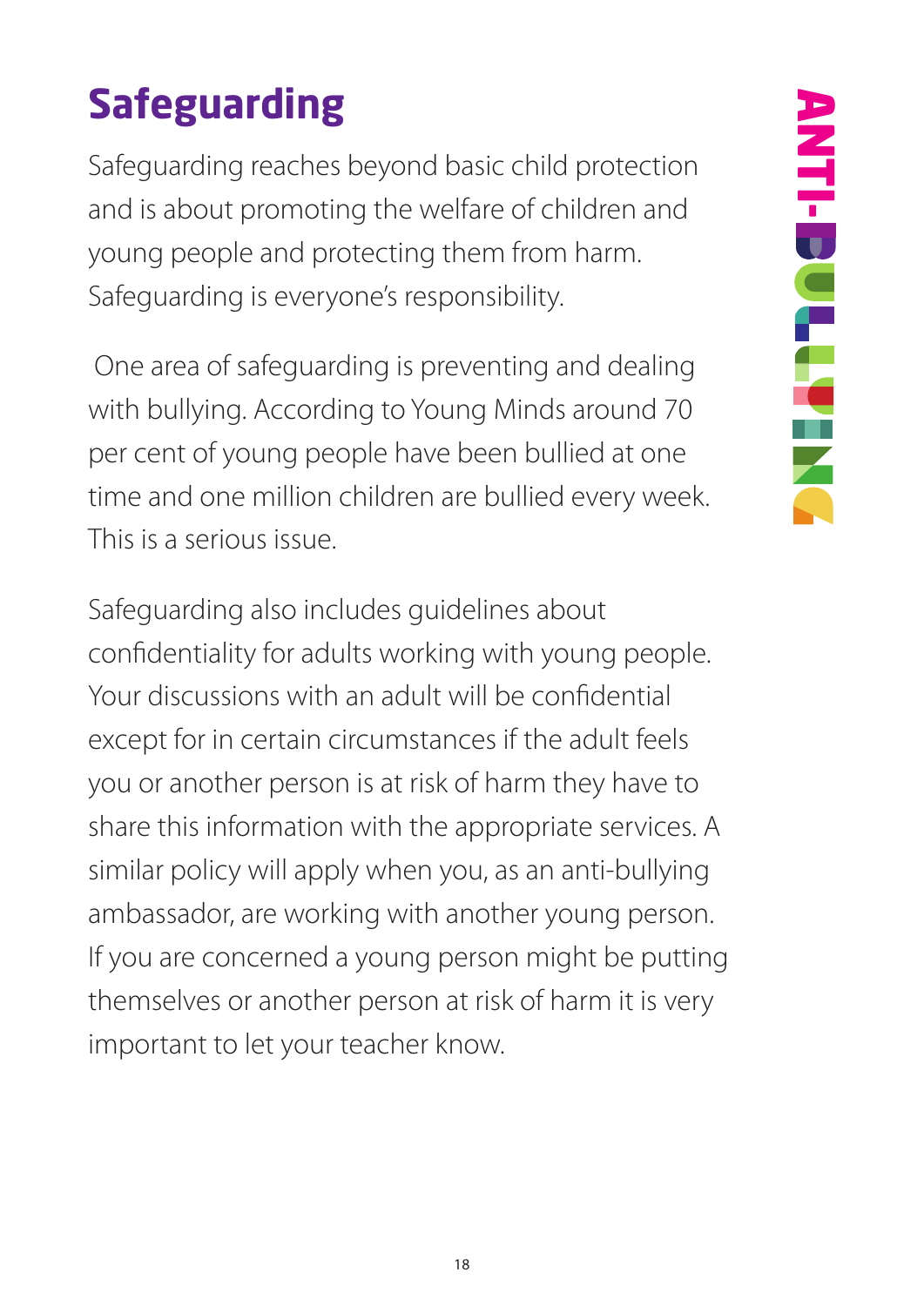# Safeguarding

Safeguarding reaches beyond basic child protection and is about promoting the welfare of children and young people and protecting them from harm. Safeguarding is everyone's responsibility.

One area of safeguarding is preventing and dealing with bullying. According to Young Minds around 70 per cent of young people have been bullied at one time and one million children are bullied every week. This is a serious issue.

Safeguarding also includes guidelines about confidentiality for adults working with young people. Your discussions with an adult will be confidential except for in certain circumstances if the adult feels you or another person is at risk of harm they have to share this information with the appropriate services. A similar policy will apply when you, as an anti-bullying ambassador, are working with another young person. If you are concerned a young person might be putting themselves or another person at risk of harm it is very important to let your teacher know.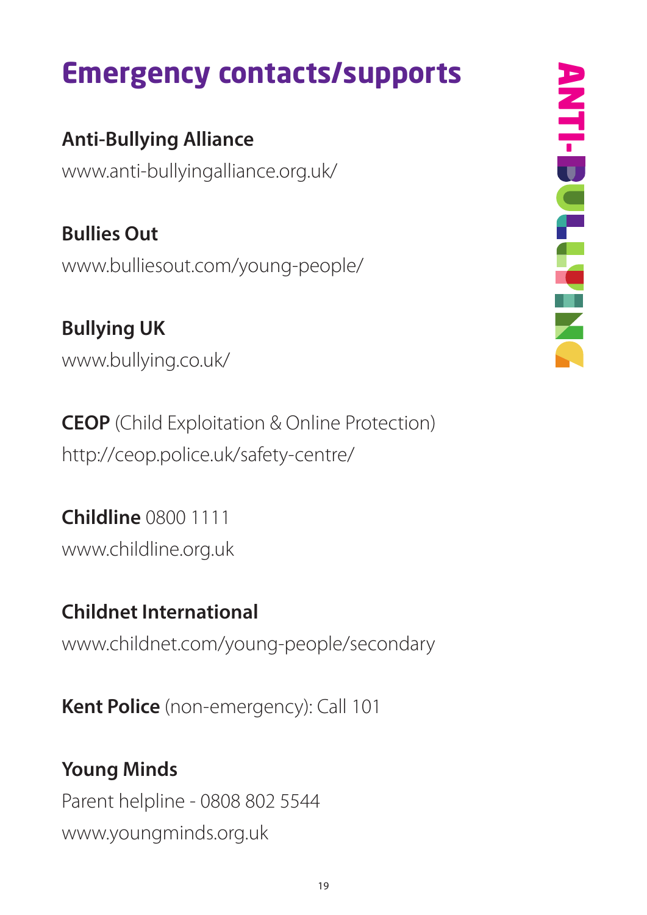# Emergency contacts/supports

**Anti-Bullying Alliance**
www.anti-bullyingalliance.org.uk/

**Bullies Out**
www.bulliesout.com/young-people/

**Bullying UK**
www.bullying.co.uk/

**CEOP** (Child Exploitation & Online Protection)
http://ceop.police.uk/safety-centre/

**Childline** 0800 1111
www.childline.org.uk

**Childnet International**
www.childnet.com/young-people/secondary

**Kent Police** (non-emergency): Call 101

**Young Minds**
Parent helpline - 0808 802 5544
www.youngminds.org.uk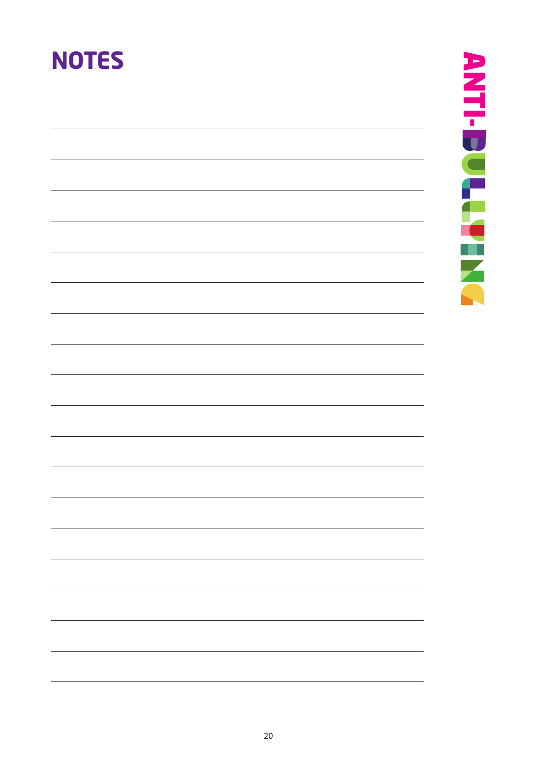# NOTES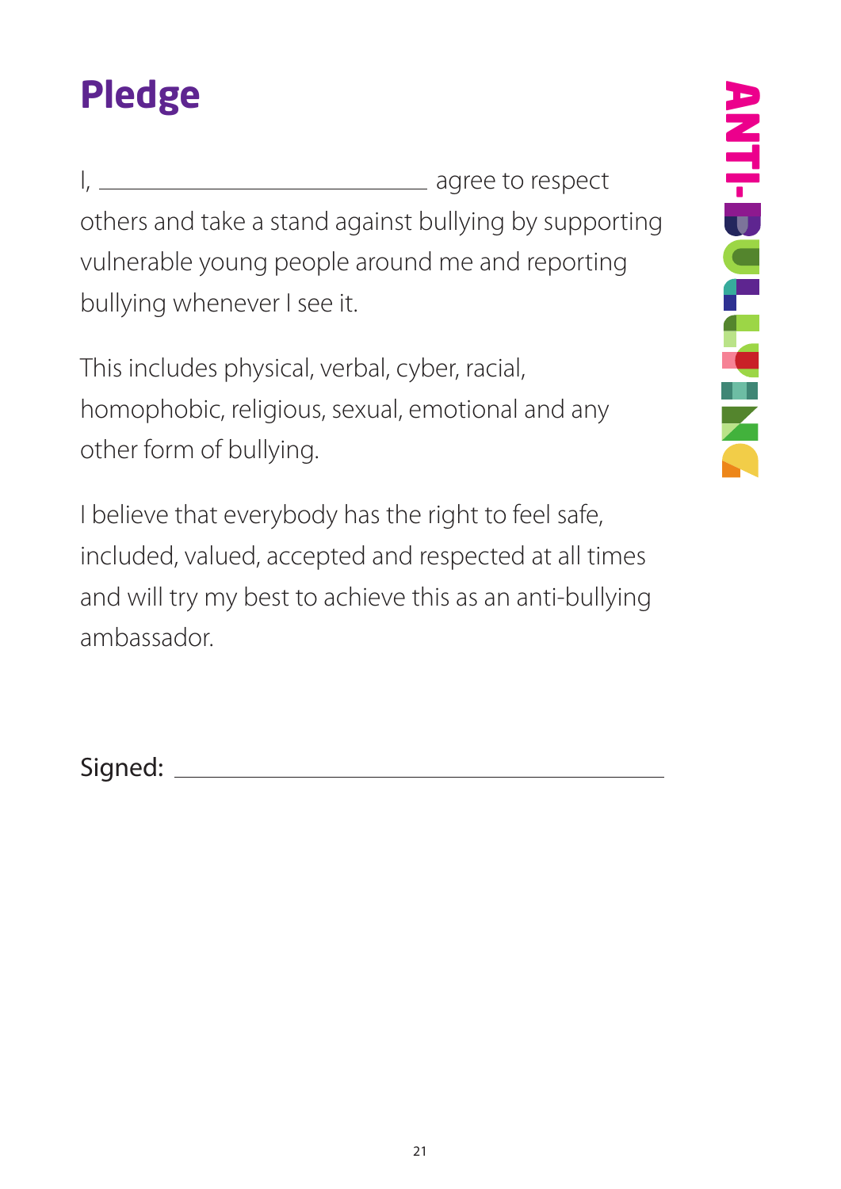# Pledge

I, ______________________________ agree to respect others and take a stand against bullying by supporting vulnerable young people around me and reporting bullying whenever I see it.

This includes physical, verbal, cyber, racial, homophobic, religious, sexual, emotional and any other form of bullying.

I believe that everybody has the right to feel safe, included, valued, accepted and respected at all times and will try my best to achieve this as an anti-bullying ambassador.

Signed: ______________________________